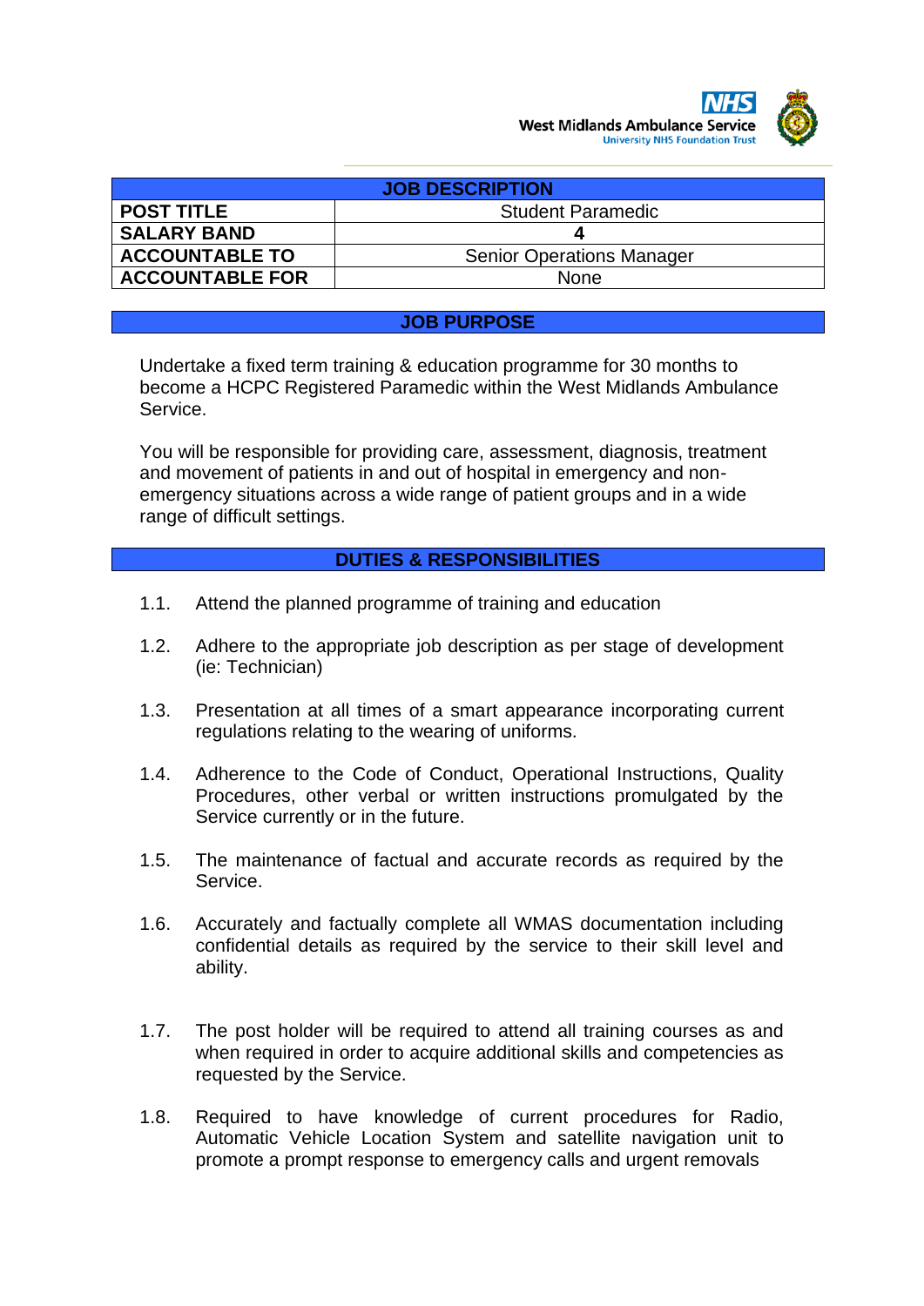West Midlands Ambulance Service
University NHS Foundation Trust

| JOB DESCRIPTION | |
|---|---|
| **POST TITLE** | Student Paramedic |
| **SALARY BAND** | **4** |
| **ACCOUNTABLE TO** | Senior Operations Manager |
| **ACCOUNTABLE FOR** | None |

## JOB PURPOSE

Undertake a fixed term training & education programme for 30 months to become a HCPC Registered Paramedic within the West Midlands Ambulance Service.

You will be responsible for providing care, assessment, diagnosis, treatment and movement of patients in and out of hospital in emergency and non-emergency situations across a wide range of patient groups and in a wide range of difficult settings.

## DUTIES & RESPONSIBILITIES

1.1. Attend the planned programme of training and education

1.2. Adhere to the appropriate job description as per stage of development (ie: Technician)

1.3. Presentation at all times of a smart appearance incorporating current regulations relating to the wearing of uniforms.

1.4. Adherence to the Code of Conduct, Operational Instructions, Quality Procedures, other verbal or written instructions promulgated by the Service currently or in the future.

1.5. The maintenance of factual and accurate records as required by the Service.

1.6. Accurately and factually complete all WMAS documentation including confidential details as required by the service to their skill level and ability.

1.7. The post holder will be required to attend all training courses as and when required in order to acquire additional skills and competencies as requested by the Service.

1.8. Required to have knowledge of current procedures for Radio, Automatic Vehicle Location System and satellite navigation unit to promote a prompt response to emergency calls and urgent removals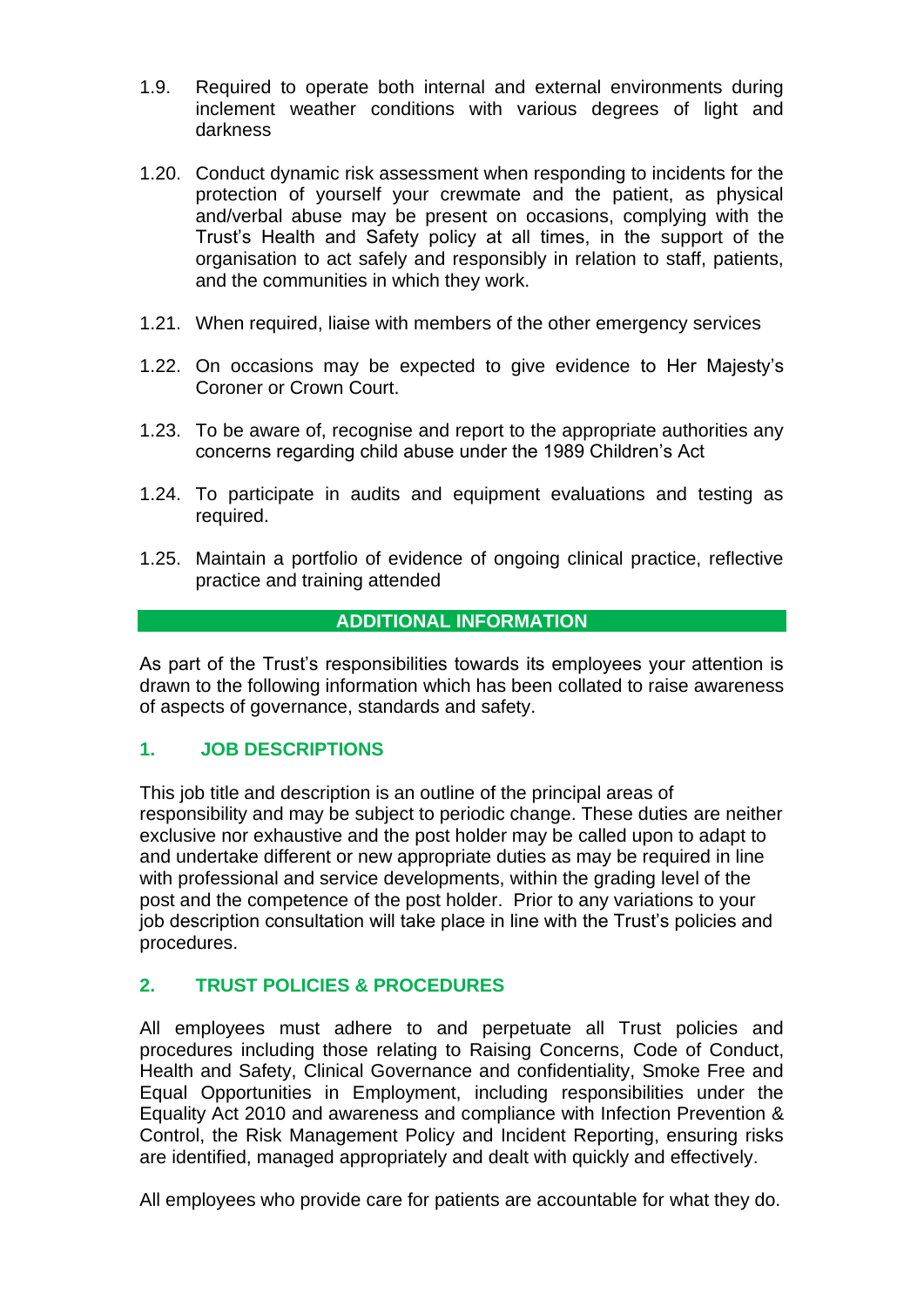1.9. Required to operate both internal and external environments during inclement weather conditions with various degrees of light and darkness

1.20. Conduct dynamic risk assessment when responding to incidents for the protection of yourself your crewmate and the patient, as physical and/verbal abuse may be present on occasions, complying with the Trust's Health and Safety policy at all times, in the support of the organisation to act safely and responsibly in relation to staff, patients, and the communities in which they work.

1.21. When required, liaise with members of the other emergency services

1.22. On occasions may be expected to give evidence to Her Majesty's Coroner or Crown Court.

1.23. To be aware of, recognise and report to the appropriate authorities any concerns regarding child abuse under the 1989 Children's Act

1.24. To participate in audits and equipment evaluations and testing as required.

1.25. Maintain a portfolio of evidence of ongoing clinical practice, reflective practice and training attended

## ADDITIONAL INFORMATION

As part of the Trust's responsibilities towards its employees your attention is drawn to the following information which has been collated to raise awareness of aspects of governance, standards and safety.

### 1. JOB DESCRIPTIONS

This job title and description is an outline of the principal areas of responsibility and may be subject to periodic change. These duties are neither exclusive nor exhaustive and the post holder may be called upon to adapt to and undertake different or new appropriate duties as may be required in line with professional and service developments, within the grading level of the post and the competence of the post holder. Prior to any variations to your job description consultation will take place in line with the Trust's policies and procedures.

### 2. TRUST POLICIES & PROCEDURES

All employees must adhere to and perpetuate all Trust policies and procedures including those relating to Raising Concerns, Code of Conduct, Health and Safety, Clinical Governance and confidentiality, Smoke Free and Equal Opportunities in Employment, including responsibilities under the Equality Act 2010 and awareness and compliance with Infection Prevention & Control, the Risk Management Policy and Incident Reporting, ensuring risks are identified, managed appropriately and dealt with quickly and effectively.

All employees who provide care for patients are accountable for what they do.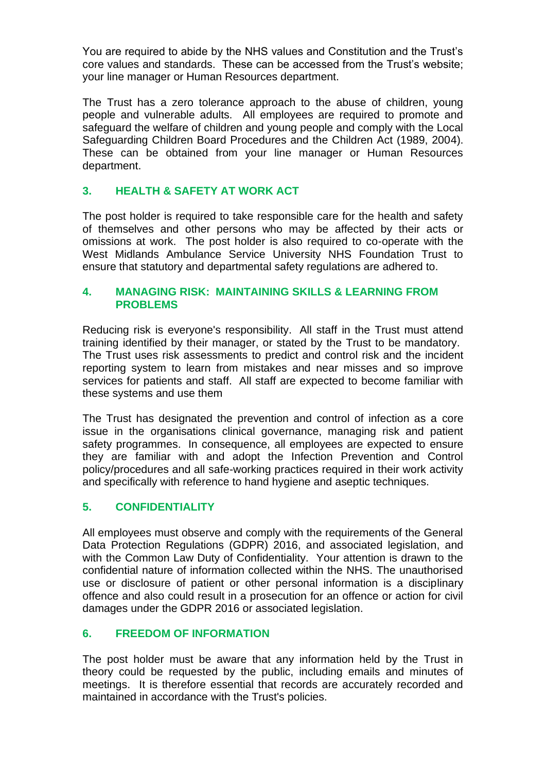You are required to abide by the NHS values and Constitution and the Trust's core values and standards. These can be accessed from the Trust's website; your line manager or Human Resources department.

The Trust has a zero tolerance approach to the abuse of children, young people and vulnerable adults. All employees are required to promote and safeguard the welfare of children and young people and comply with the Local Safeguarding Children Board Procedures and the Children Act (1989, 2004). These can be obtained from your line manager or Human Resources department.

## 3. HEALTH & SAFETY AT WORK ACT

The post holder is required to take responsible care for the health and safety of themselves and other persons who may be affected by their acts or omissions at work. The post holder is also required to co-operate with the West Midlands Ambulance Service University NHS Foundation Trust to ensure that statutory and departmental safety regulations are adhered to.

## 4. MANAGING RISK: MAINTAINING SKILLS & LEARNING FROM PROBLEMS

Reducing risk is everyone's responsibility. All staff in the Trust must attend training identified by their manager, or stated by the Trust to be mandatory. The Trust uses risk assessments to predict and control risk and the incident reporting system to learn from mistakes and near misses and so improve services for patients and staff. All staff are expected to become familiar with these systems and use them

The Trust has designated the prevention and control of infection as a core issue in the organisations clinical governance, managing risk and patient safety programmes. In consequence, all employees are expected to ensure they are familiar with and adopt the Infection Prevention and Control policy/procedures and all safe-working practices required in their work activity and specifically with reference to hand hygiene and aseptic techniques.

## 5. CONFIDENTIALITY

All employees must observe and comply with the requirements of the General Data Protection Regulations (GDPR) 2016, and associated legislation, and with the Common Law Duty of Confidentiality. Your attention is drawn to the confidential nature of information collected within the NHS. The unauthorised use or disclosure of patient or other personal information is a disciplinary offence and also could result in a prosecution for an offence or action for civil damages under the GDPR 2016 or associated legislation.

## 6. FREEDOM OF INFORMATION

The post holder must be aware that any information held by the Trust in theory could be requested by the public, including emails and minutes of meetings. It is therefore essential that records are accurately recorded and maintained in accordance with the Trust's policies.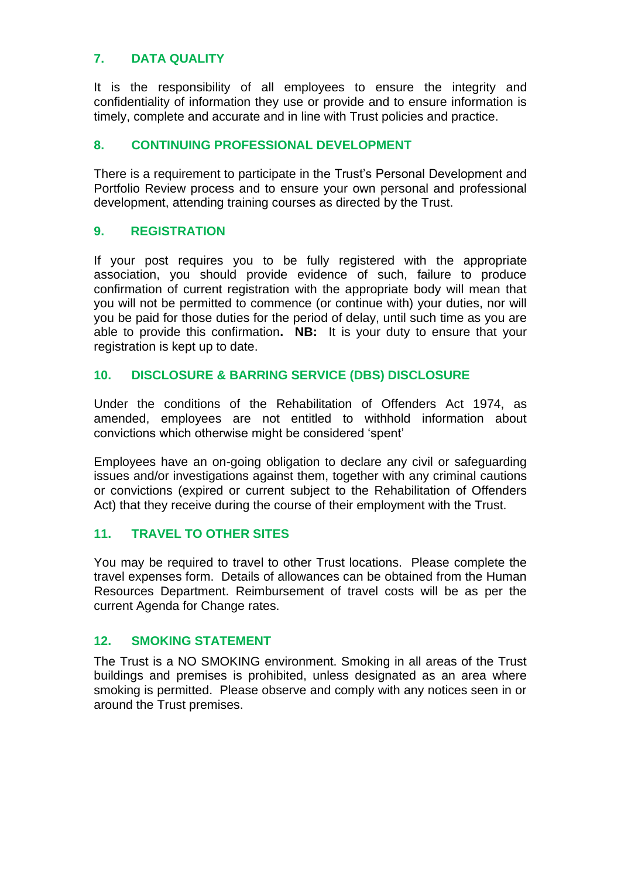## 7. DATA QUALITY

It is the responsibility of all employees to ensure the integrity and confidentiality of information they use or provide and to ensure information is timely, complete and accurate and in line with Trust policies and practice.

## 8. CONTINUING PROFESSIONAL DEVELOPMENT

There is a requirement to participate in the Trust's Personal Development and Portfolio Review process and to ensure your own personal and professional development, attending training courses as directed by the Trust.

## 9. REGISTRATION

If your post requires you to be fully registered with the appropriate association, you should provide evidence of such, failure to produce confirmation of current registration with the appropriate body will mean that you will not be permitted to commence (or continue with) your duties, nor will you be paid for those duties for the period of delay, until such time as you are able to provide this confirmation**. NB:** It is your duty to ensure that your registration is kept up to date.

## 10. DISCLOSURE & BARRING SERVICE (DBS) DISCLOSURE

Under the conditions of the Rehabilitation of Offenders Act 1974, as amended, employees are not entitled to withhold information about convictions which otherwise might be considered 'spent'

Employees have an on-going obligation to declare any civil or safeguarding issues and/or investigations against them, together with any criminal cautions or convictions (expired or current subject to the Rehabilitation of Offenders Act) that they receive during the course of their employment with the Trust.

## 11. TRAVEL TO OTHER SITES

You may be required to travel to other Trust locations. Please complete the travel expenses form. Details of allowances can be obtained from the Human Resources Department. Reimbursement of travel costs will be as per the current Agenda for Change rates.

## 12. SMOKING STATEMENT

The Trust is a NO SMOKING environment. Smoking in all areas of the Trust buildings and premises is prohibited, unless designated as an area where smoking is permitted. Please observe and comply with any notices seen in or around the Trust premises.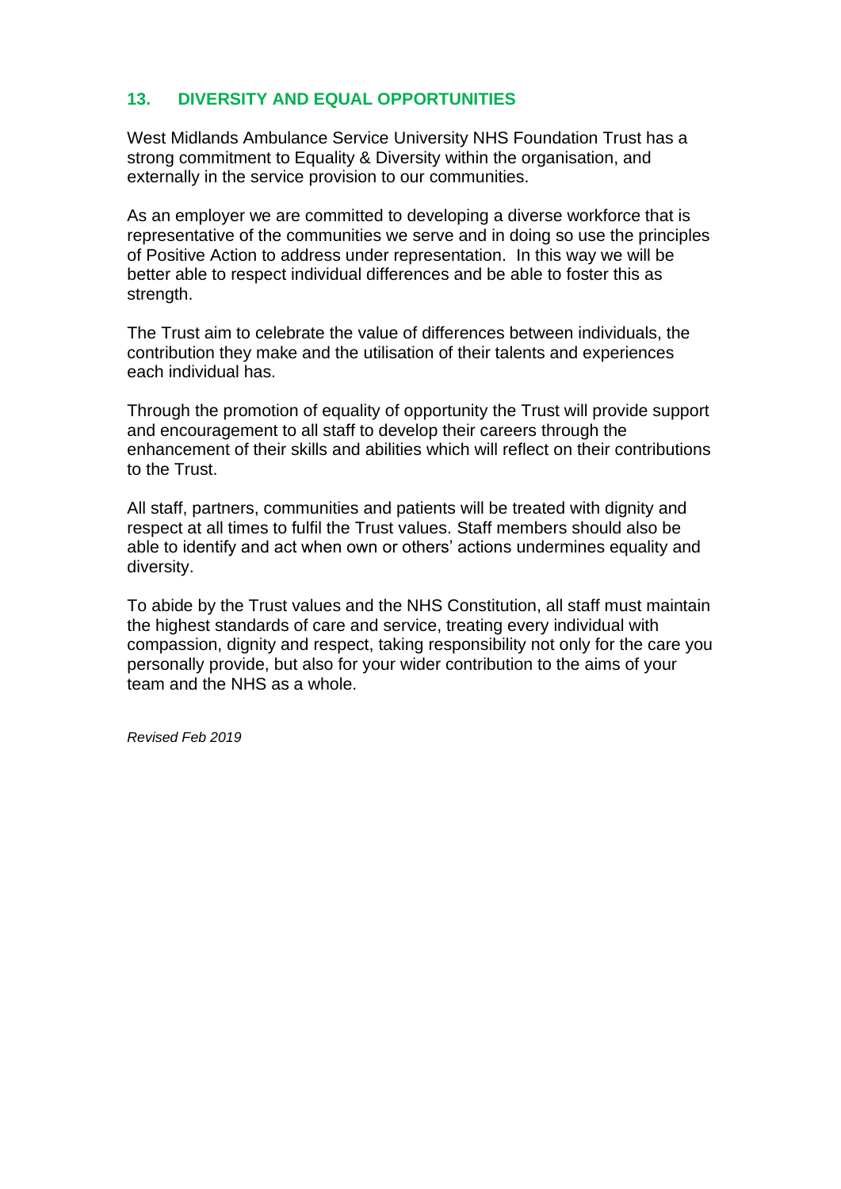## 13. DIVERSITY AND EQUAL OPPORTUNITIES

West Midlands Ambulance Service University NHS Foundation Trust has a strong commitment to Equality & Diversity within the organisation, and externally in the service provision to our communities.

As an employer we are committed to developing a diverse workforce that is representative of the communities we serve and in doing so use the principles of Positive Action to address under representation. In this way we will be better able to respect individual differences and be able to foster this as strength.

The Trust aim to celebrate the value of differences between individuals, the contribution they make and the utilisation of their talents and experiences each individual has.

Through the promotion of equality of opportunity the Trust will provide support and encouragement to all staff to develop their careers through the enhancement of their skills and abilities which will reflect on their contributions to the Trust.

All staff, partners, communities and patients will be treated with dignity and respect at all times to fulfil the Trust values. Staff members should also be able to identify and act when own or others' actions undermines equality and diversity.

To abide by the Trust values and the NHS Constitution, all staff must maintain the highest standards of care and service, treating every individual with compassion, dignity and respect, taking responsibility not only for the care you personally provide, but also for your wider contribution to the aims of your team and the NHS as a whole.

*Revised Feb 2019*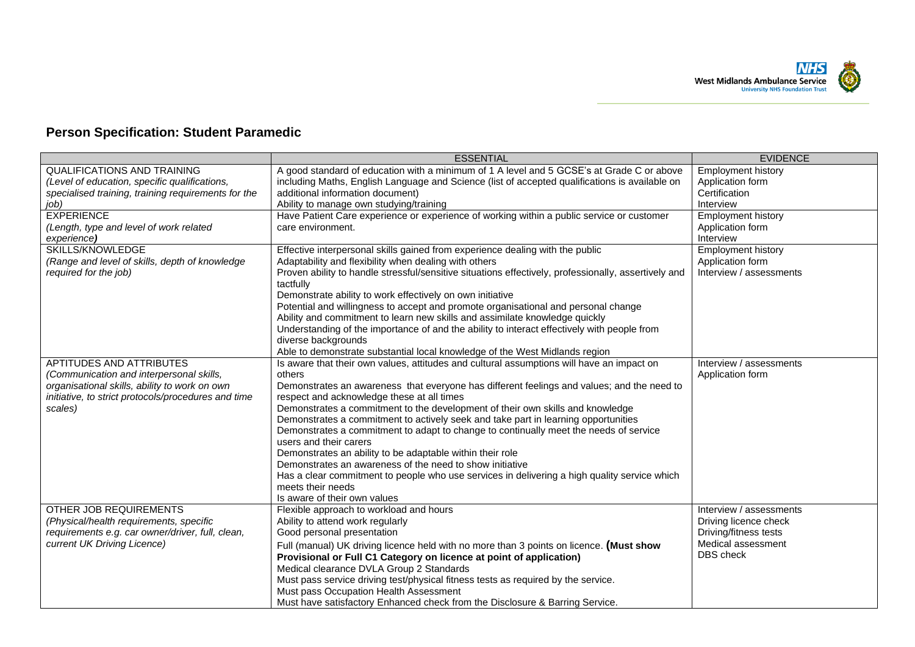## Person Specification: Student Paramedic

| | ESSENTIAL | EVIDENCE |
|---|---|---|
| QUALIFICATIONS AND TRAINING<br>*(Level of education, specific qualifications, specialised training, training requirements for the job)* | A good standard of education with a minimum of 1 A level and 5 GCSE's at Grade C or above including Maths, English Language and Science (list of accepted qualifications is available on additional information document)<br>Ability to manage own studying/training | Employment history<br>Application form<br>Certification<br>Interview |
| EXPERIENCE<br>*(Length, type and level of work related experience)* | Have Patient Care experience or experience of working within a public service or customer care environment. | Employment history<br>Application form<br>Interview |
| SKILLS/KNOWLEDGE<br>*(Range and level of skills, depth of knowledge required for the job)* | Effective interpersonal skills gained from experience dealing with the public<br>Adaptability and flexibility when dealing with others<br>Proven ability to handle stressful/sensitive situations effectively, professionally, assertively and tactfully<br>Demonstrate ability to work effectively on own initiative<br>Potential and willingness to accept and promote organisational and personal change<br>Ability and commitment to learn new skills and assimilate knowledge quickly<br>Understanding of the importance of and the ability to interact effectively with people from diverse backgrounds<br>Able to demonstrate substantial local knowledge of the West Midlands region | Employment history<br>Application form<br>Interview / assessments |
| APTITUDES AND ATTRIBUTES<br>*(Communication and interpersonal skills, organisational skills, ability to work on own initiative, to strict protocols/procedures and time scales)* | Is aware that their own values, attitudes and cultural assumptions will have an impact on others<br>Demonstrates an awareness that everyone has different feelings and values; and the need to respect and acknowledge these at all times<br>Demonstrates a commitment to the development of their own skills and knowledge<br>Demonstrates a commitment to actively seek and take part in learning opportunities<br>Demonstrates a commitment to adapt to change to continually meet the needs of service users and their carers<br>Demonstrates an ability to be adaptable within their role<br>Demonstrates an awareness of the need to show initiative<br>Has a clear commitment to people who use services in delivering a high quality service which meets their needs<br>Is aware of their own values | Interview / assessments<br>Application form |
| OTHER JOB REQUIREMENTS<br>*(Physical/health requirements, specific requirements e.g. car owner/driver, full, clean, current UK Driving Licence)* | Flexible approach to workload and hours<br>Ability to attend work regularly<br>Good personal presentation<br>Full (manual) UK driving licence held with no more than 3 points on licence. **(Must show Provisional or Full C1 Category on licence at point of application)**<br>Medical clearance DVLA Group 2 Standards<br>Must pass service driving test/physical fitness tests as required by the service.<br>Must pass Occupation Health Assessment<br>Must have satisfactory Enhanced check from the Disclosure & Barring Service. | Interview / assessments<br>Driving licence check<br>Driving/fitness tests<br>Medical assessment<br>DBS check |